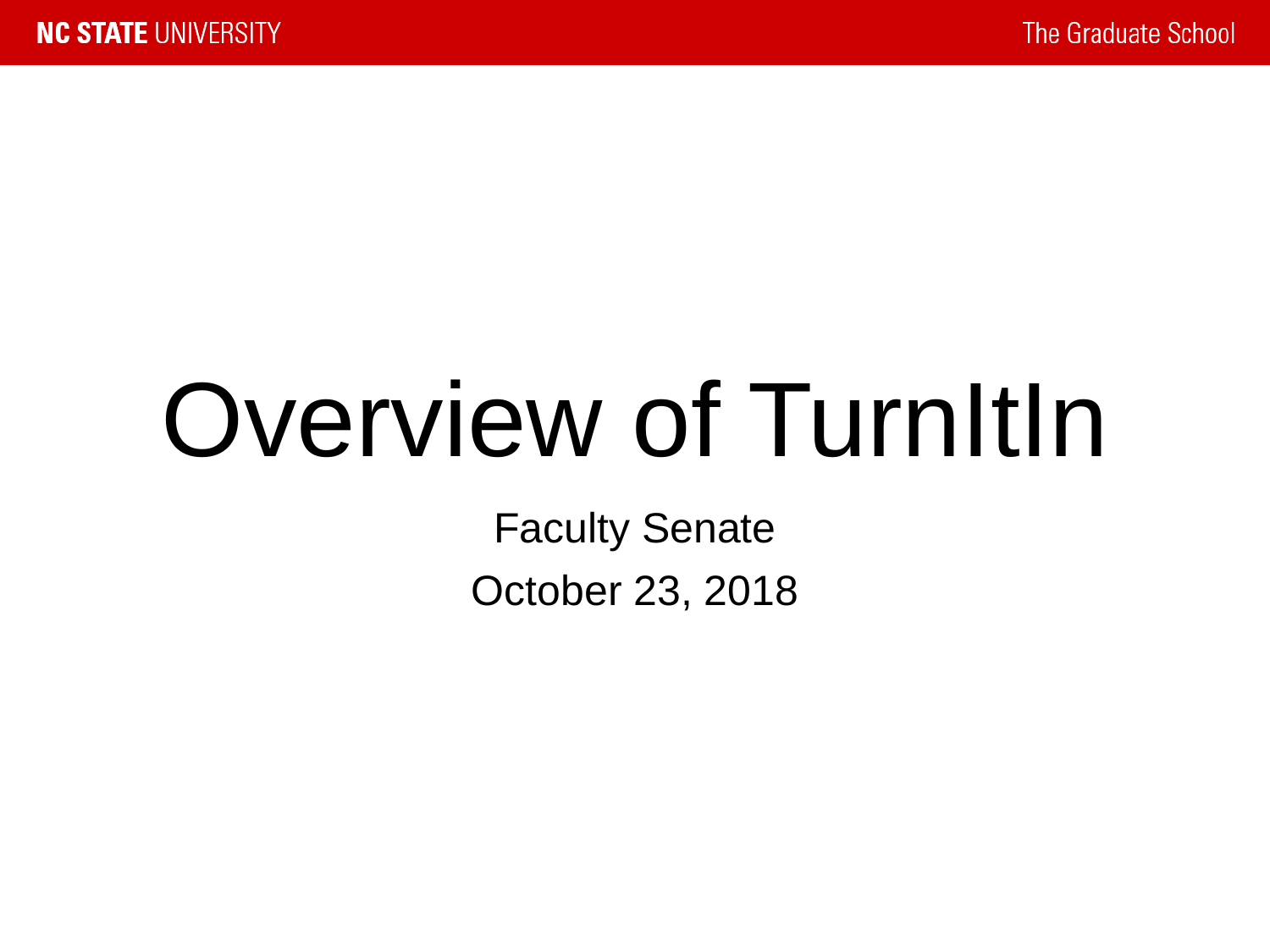# Overview of TurnItIn

Faculty Senate

October 23, 2018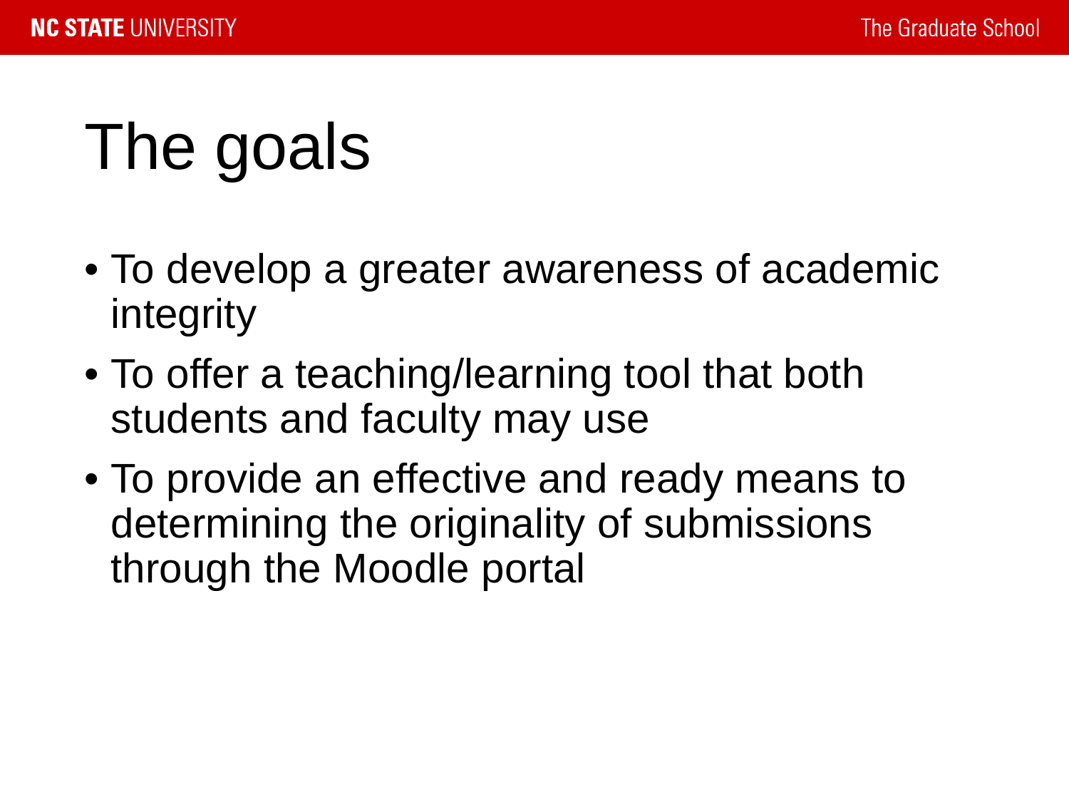# The goals

- To develop a greater awareness of academic integrity
- To offer a teaching/learning tool that both students and faculty may use
- To provide an effective and ready means to determining the originality of submissions through the Moodle portal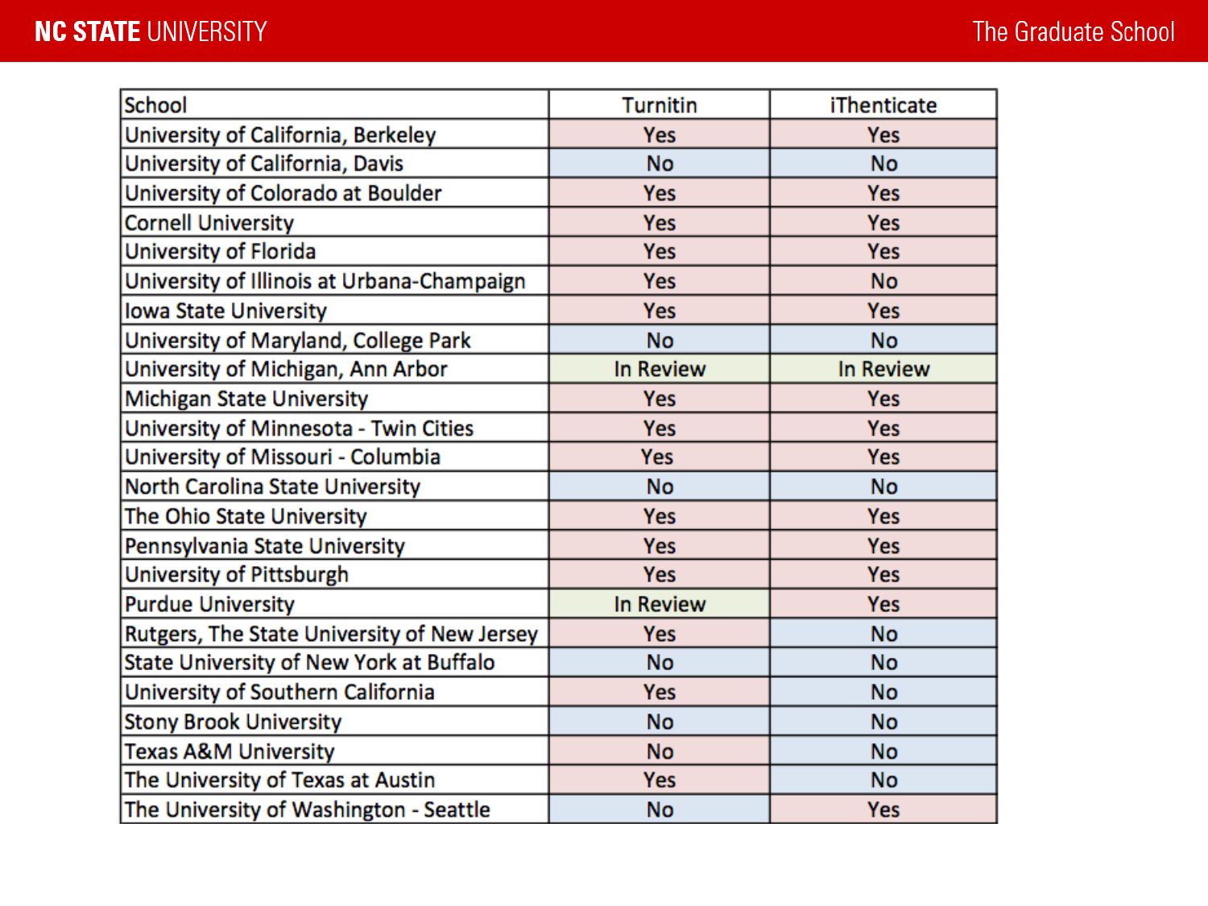| School | Turnitin | iThenticate |
|---|---|---|
| University of California, Berkeley | Yes | Yes |
| University of California, Davis | No | No |
| University of Colorado at Boulder | Yes | Yes |
| Cornell University | Yes | Yes |
| University of Florida | Yes | Yes |
| University of Illinois at Urbana-Champaign | Yes | No |
| Iowa State University | Yes | Yes |
| University of Maryland, College Park | No | No |
| University of Michigan, Ann Arbor | In Review | In Review |
| Michigan State University | Yes | Yes |
| University of Minnesota - Twin Cities | Yes | Yes |
| University of Missouri - Columbia | Yes | Yes |
| North Carolina State University | No | No |
| The Ohio State University | Yes | Yes |
| Pennsylvania State University | Yes | Yes |
| University of Pittsburgh | Yes | Yes |
| Purdue University | In Review | Yes |
| Rutgers, The State University of New Jersey | Yes | No |
| State University of New York at Buffalo | No | No |
| University of Southern California | Yes | No |
| Stony Brook University | No | No |
| Texas A&M University | No | No |
| The University of Texas at Austin | Yes | No |
| The University of Washington - Seattle | No | Yes |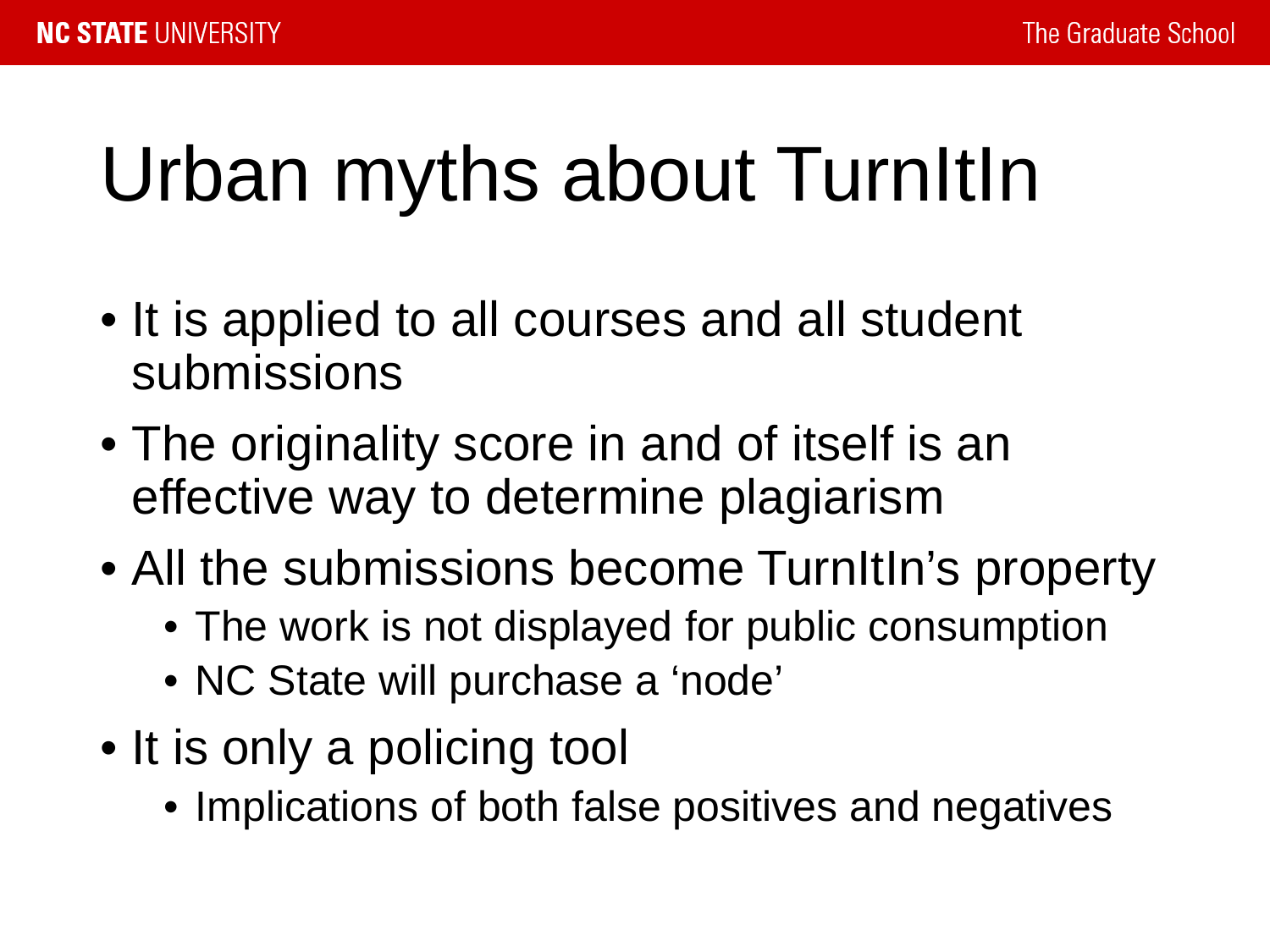# Urban myths about TurnItIn

- It is applied to all courses and all student submissions
- The originality score in and of itself is an effective way to determine plagiarism
- All the submissions become TurnItIn's property
  - The work is not displayed for public consumption
  - NC State will purchase a 'node'
- It is only a policing tool
  - Implications of both false positives and negatives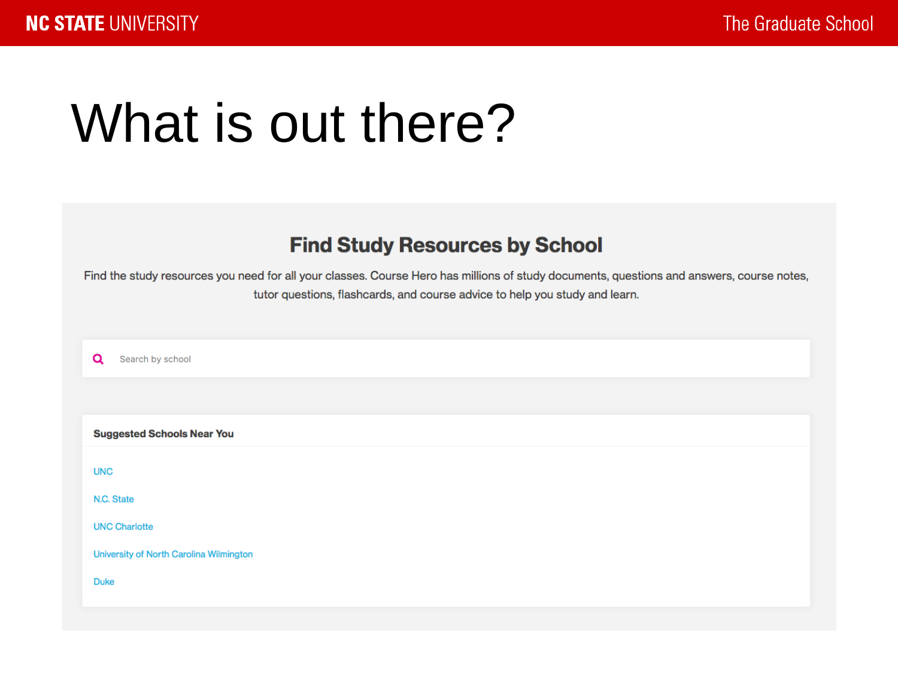# What is out there?

## Find Study Resources by School

Find the study resources you need for all your classes. Course Hero has millions of study documents, questions and answers, course notes, tutor questions, flashcards, and course advice to help you study and learn.

Search by school

**Suggested Schools Near You**

- UNC
- N.C. State
- UNC Charlotte
- University of North Carolina Wilmington
- Duke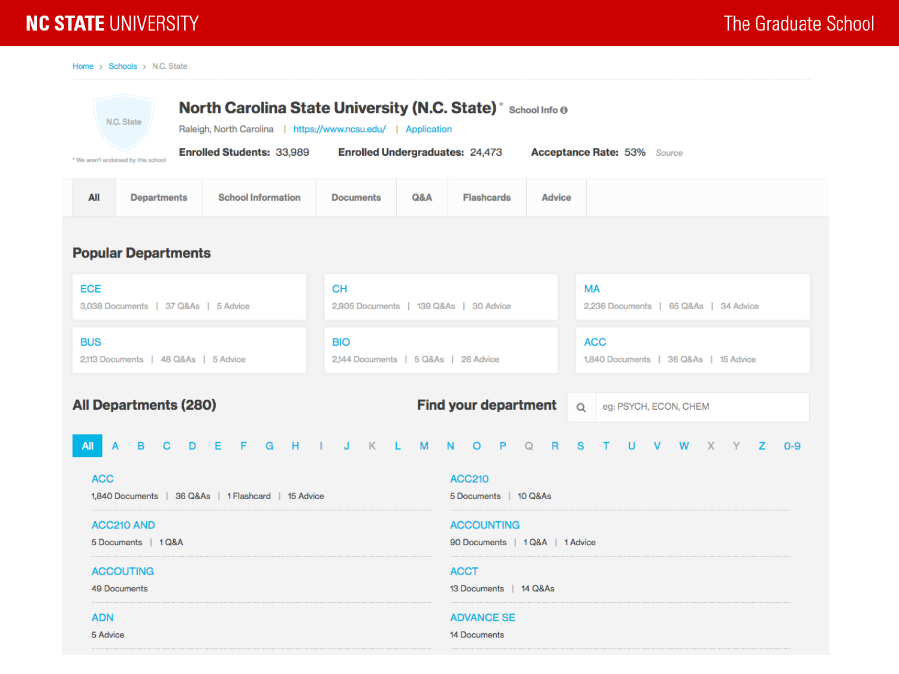**NC STATE** UNIVERSITY — The Graduate School

Home > Schools > N.C. State

N.C. State

* We aren't endorsed by this school

# North Carolina State University (N.C. State)* School Info

Raleigh, North Carolina | https://www.ncsu.edu/ | Application

**Enrolled Students:** 33,989 **Enrolled Undergraduates:** 24,473 **Acceptance Rate:** 53% Source

All | Departments | School Information | Documents | Q&A | Flashcards | Advice

## Popular Departments

**ECE**
3,038 Documents | 37 Q&As | 5 Advice

**CH**
2,905 Documents | 139 Q&As | 30 Advice

**MA**
2,236 Documents | 65 Q&As | 34 Advice

**BUS**
2,113 Documents | 48 Q&As | 5 Advice

**BIO**
2,144 Documents | 5 Q&As | 26 Advice

**ACC**
1,840 Documents | 36 Q&As | 15 Advice

## All Departments (280)

**Find your department**

eg: PSYCH, ECON, CHEM

All A B C D E F G H I J K L M N O P Q R S T U V W X Y Z 0-9

**ACC**
1,840 Documents | 36 Q&As | 1 Flashcard | 15 Advice

**ACC210**
5 Documents | 10 Q&As

**ACC210 AND**
5 Documents | 1 Q&A

**ACCOUNTING**
90 Documents | 1 Q&A | 1 Advice

**ACCOUTING**
49 Documents

**ACCT**
13 Documents | 14 Q&As

**ADN**
5 Advice

**ADVANCE SE**
14 Documents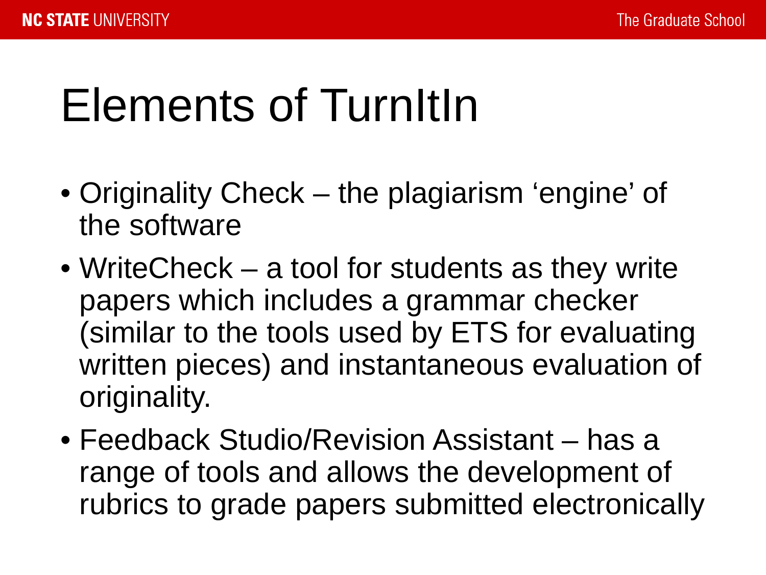# Elements of TurnItIn

- Originality Check – the plagiarism 'engine' of the software
- WriteCheck – a tool for students as they write papers which includes a grammar checker (similar to the tools used by ETS for evaluating written pieces) and instantaneous evaluation of originality.
- Feedback Studio/Revision Assistant – has a range of tools and allows the development of rubrics to grade papers submitted electronically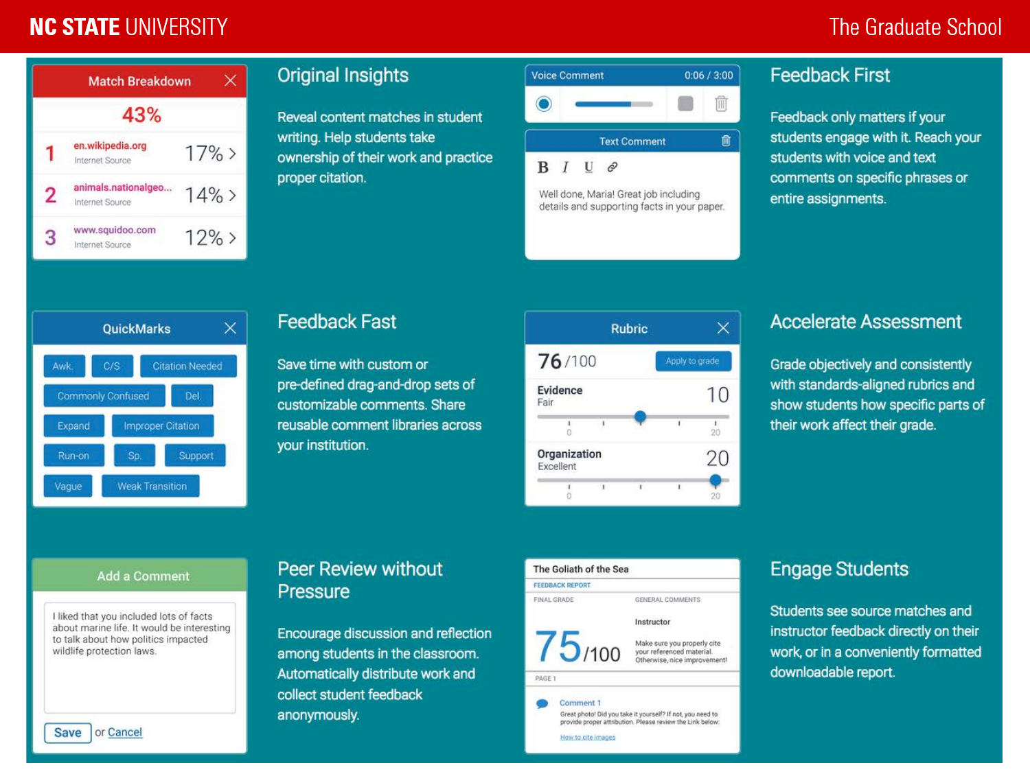## Original Insights

Reveal content matches in student writing. Help students take ownership of their work and practice proper citation.

## Feedback First

Feedback only matters if your students engage with it. Reach your students with voice and text comments on specific phrases or entire assignments.

## Feedback Fast

Save time with custom or pre-defined drag-and-drop sets of customizable comments. Share reusable comment libraries across your institution.

## Accelerate Assessment

Grade objectively and consistently with standards-aligned rubrics and show students how specific parts of their work affect their grade.

## Peer Review without Pressure

Encourage discussion and reflection among students in the classroom. Automatically distribute work and collect student feedback anonymously.

## Engage Students

Students see source matches and instructor feedback directly on their work, or in a conveniently formatted downloadable report.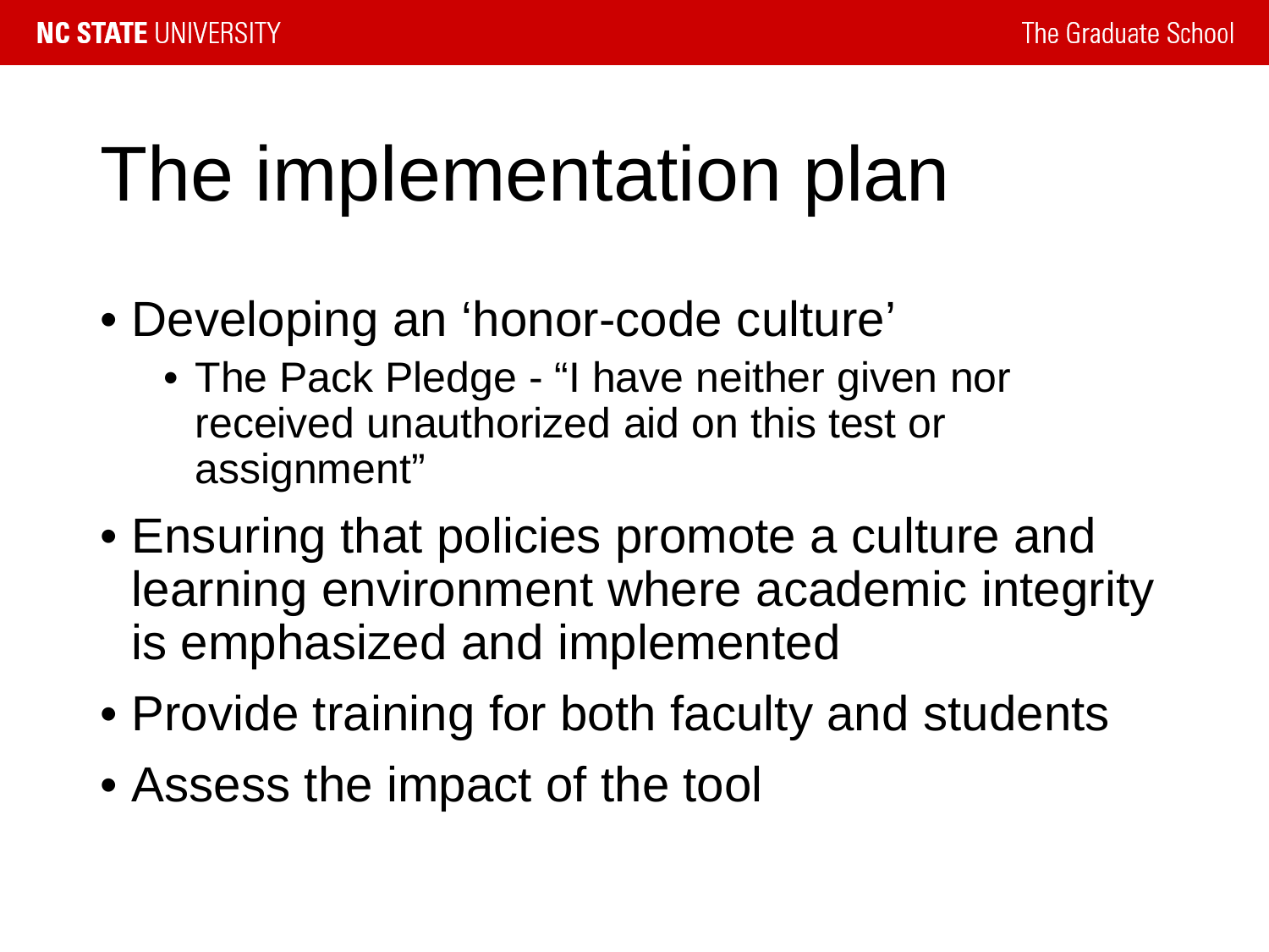# The implementation plan

- Developing an 'honor-code culture'
  - The Pack Pledge - "I have neither given nor received unauthorized aid on this test or assignment"
- Ensuring that policies promote a culture and learning environment where academic integrity is emphasized and implemented
- Provide training for both faculty and students
- Assess the impact of the tool